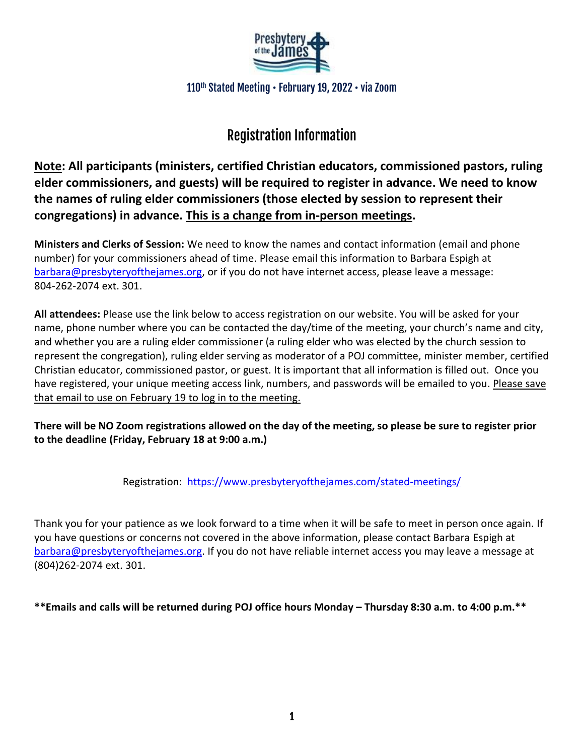Presbytery of the James

110th Stated Meeting • February 19, 2022 • via Zoom

# Registration Information

**Note: All participants (ministers, certified Christian educators, commissioned pastors, ruling elder commissioners, and guests) will be required to register in advance. We need to know the names of ruling elder commissioners (those elected by session to represent their congregations) in advance. This is a change from in-person meetings.**

**Ministers and Clerks of Session:** We need to know the names and contact information (email and phone number) for your commissioners ahead of time. Please email this information to Barbara Espigh at barbara@presbyteryofthejames.org, or if you do not have internet access, please leave a message: 804-262-2074 ext. 301.

**All attendees:** Please use the link below to access registration on our website. You will be asked for your name, phone number where you can be contacted the day/time of the meeting, your church's name and city, and whether you are a ruling elder commissioner (a ruling elder who was elected by the church session to represent the congregation), ruling elder serving as moderator of a POJ committee, minister member, certified Christian educator, commissioned pastor, or guest. It is important that all information is filled out. Once you have registered, your unique meeting access link, numbers, and passwords will be emailed to you. Please save that email to use on February 19 to log in to the meeting.

**There will be NO Zoom registrations allowed on the day of the meeting, so please be sure to register prior to the deadline (Friday, February 18 at 9:00 a.m.)**

Registration: https://www.presbyteryofthejames.com/stated-meetings/

Thank you for your patience as we look forward to a time when it will be safe to meet in person once again. If you have questions or concerns not covered in the above information, please contact Barbara Espigh at barbara@presbyteryofthejames.org. If you do not have reliable internet access you may leave a message at (804)262-2074 ext. 301.

**\*\*Emails and calls will be returned during POJ office hours Monday – Thursday 8:30 a.m. to 4:00 p.m.\*\***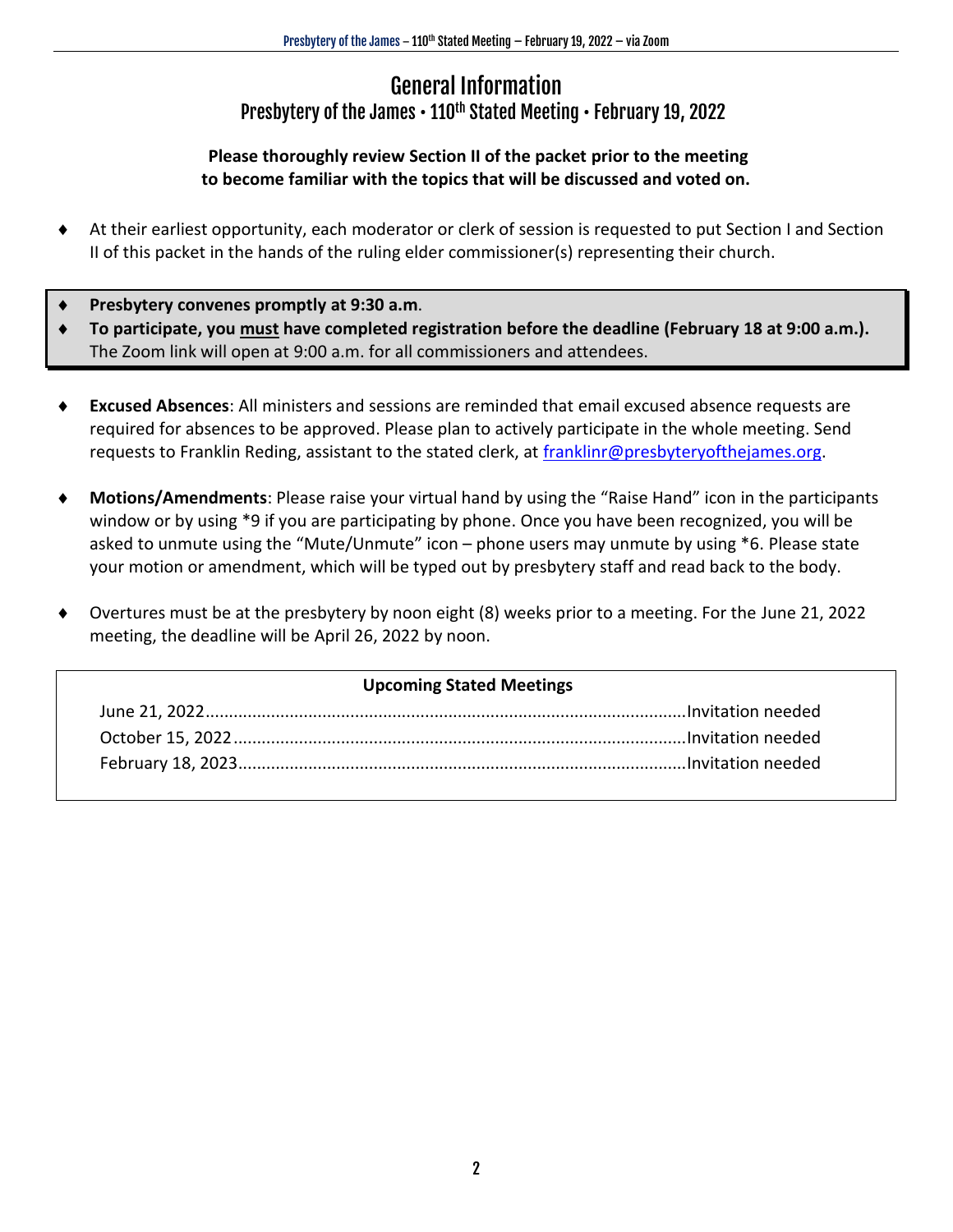# General Information

## Presbytery of the James • 110th Stated Meeting • February 19, 2022

**Please thoroughly review Section II of the packet prior to the meeting to become familiar with the topics that will be discussed and voted on.**

- At their earliest opportunity, each moderator or clerk of session is requested to put Section I and Section II of this packet in the hands of the ruling elder commissioner(s) representing their church.

- **Presbytery convenes promptly at 9:30 a.m**.
- **To participate, you must have completed registration before the deadline (February 18 at 9:00 a.m.).** The Zoom link will open at 9:00 a.m. for all commissioners and attendees.

- **Excused Absences**: All ministers and sessions are reminded that email excused absence requests are required for absences to be approved. Please plan to actively participate in the whole meeting. Send requests to Franklin Reding, assistant to the stated clerk, at franklinr@presbyteryofthejames.org.

- **Motions/Amendments**: Please raise your virtual hand by using the "Raise Hand" icon in the participants window or by using *9 if you are participating by phone. Once you have been recognized, you will be asked to unmute using the "Mute/Unmute" icon – phone users may unmute by using *6. Please state your motion or amendment, which will be typed out by presbytery staff and read back to the body.

- Overtures must be at the presbytery by noon eight (8) weeks prior to a meeting. For the June 21, 2022 meeting, the deadline will be April 26, 2022 by noon.

**Upcoming Stated Meetings**

| Date | |
|---|---|
| June 21, 2022 | Invitation needed |
| October 15, 2022 | Invitation needed |
| February 18, 2023 | Invitation needed |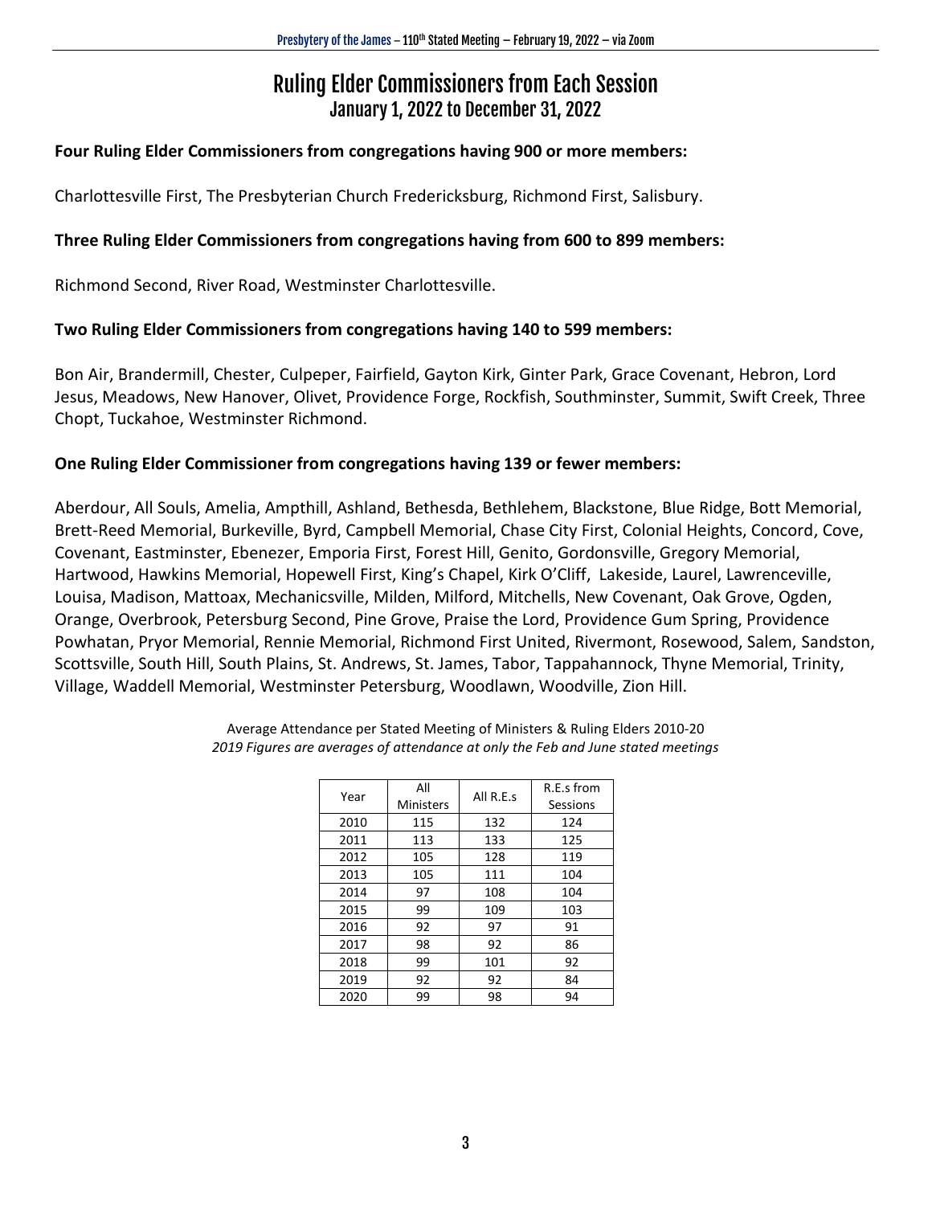# Ruling Elder Commissioners from Each Session

## January 1, 2022 to December 31, 2022

**Four Ruling Elder Commissioners from congregations having 900 or more members:**

Charlottesville First, The Presbyterian Church Fredericksburg, Richmond First, Salisbury.

**Three Ruling Elder Commissioners from congregations having from 600 to 899 members:**

Richmond Second, River Road, Westminster Charlottesville.

**Two Ruling Elder Commissioners from congregations having 140 to 599 members:**

Bon Air, Brandermill, Chester, Culpeper, Fairfield, Gayton Kirk, Ginter Park, Grace Covenant, Hebron, Lord Jesus, Meadows, New Hanover, Olivet, Providence Forge, Rockfish, Southminster, Summit, Swift Creek, Three Chopt, Tuckahoe, Westminster Richmond.

**One Ruling Elder Commissioner from congregations having 139 or fewer members:**

Aberdour, All Souls, Amelia, Ampthill, Ashland, Bethesda, Bethlehem, Blackstone, Blue Ridge, Bott Memorial, Brett-Reed Memorial, Burkeville, Byrd, Campbell Memorial, Chase City First, Colonial Heights, Concord, Cove, Covenant, Eastminster, Ebenezer, Emporia First, Forest Hill, Genito, Gordonsville, Gregory Memorial, Hartwood, Hawkins Memorial, Hopewell First, King's Chapel, Kirk O'Cliff, Lakeside, Laurel, Lawrenceville, Louisa, Madison, Mattoax, Mechanicsville, Milden, Milford, Mitchells, New Covenant, Oak Grove, Ogden, Orange, Overbrook, Petersburg Second, Pine Grove, Praise the Lord, Providence Gum Spring, Providence Powhatan, Pryor Memorial, Rennie Memorial, Richmond First United, Rivermont, Rosewood, Salem, Sandston, Scottsville, South Hill, South Plains, St. Andrews, St. James, Tabor, Tappahannock, Thyne Memorial, Trinity, Village, Waddell Memorial, Westminster Petersburg, Woodlawn, Woodville, Zion Hill.

Average Attendance per Stated Meeting of Ministers & Ruling Elders 2010-20

*2019 Figures are averages of attendance at only the Feb and June stated meetings*

| Year | All Ministers | All R.E.s | R.E.s from Sessions |
|---|---|---|---|
| 2010 | 115 | 132 | 124 |
| 2011 | 113 | 133 | 125 |
| 2012 | 105 | 128 | 119 |
| 2013 | 105 | 111 | 104 |
| 2014 | 97 | 108 | 104 |
| 2015 | 99 | 109 | 103 |
| 2016 | 92 | 97 | 91 |
| 2017 | 98 | 92 | 86 |
| 2018 | 99 | 101 | 92 |
| 2019 | 92 | 92 | 84 |
| 2020 | 99 | 98 | 94 |